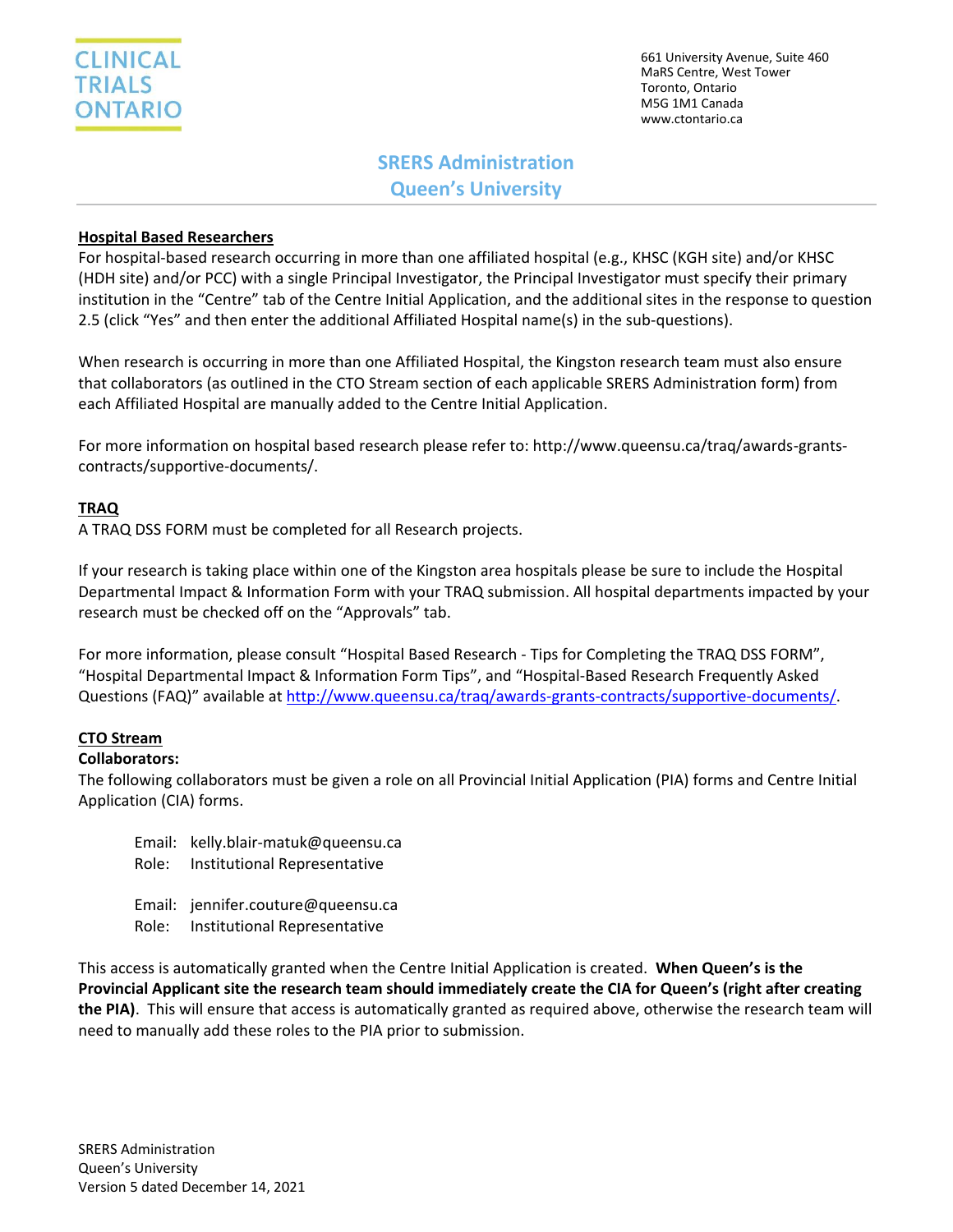CLINICAL TRIALS ONTARIO

661 University Avenue, Suite 460
MaRS Centre, West Tower
Toronto, Ontario
M5G 1M1 Canada
www.ctontario.ca

# SRERS Administration
# Queen's University

## Hospital Based Researchers

For hospital-based research occurring in more than one affiliated hospital (e.g., KHSC (KGH site) and/or KHSC (HDH site) and/or PCC) with a single Principal Investigator, the Principal Investigator must specify their primary institution in the "Centre" tab of the Centre Initial Application, and the additional sites in the response to question 2.5 (click "Yes" and then enter the additional Affiliated Hospital name(s) in the sub-questions).

When research is occurring in more than one Affiliated Hospital, the Kingston research team must also ensure that collaborators (as outlined in the CTO Stream section of each applicable SRERS Administration form) from each Affiliated Hospital are manually added to the Centre Initial Application.

For more information on hospital based research please refer to: http://www.queensu.ca/traq/awards-grants-contracts/supportive-documents/.

## TRAQ

A TRAQ DSS FORM must be completed for all Research projects.

If your research is taking place within one of the Kingston area hospitals please be sure to include the Hospital Departmental Impact & Information Form with your TRAQ submission. All hospital departments impacted by your research must be checked off on the "Approvals" tab.

For more information, please consult "Hospital Based Research - Tips for Completing the TRAQ DSS FORM", "Hospital Departmental Impact & Information Form Tips", and "Hospital-Based Research Frequently Asked Questions (FAQ)" available at http://www.queensu.ca/traq/awards-grants-contracts/supportive-documents/.

## CTO Stream

**Collaborators:**

The following collaborators must be given a role on all Provincial Initial Application (PIA) forms and Centre Initial Application (CIA) forms.

Email: kelly.blair-matuk@queensu.ca
Role: Institutional Representative

Email: jennifer.couture@queensu.ca
Role: Institutional Representative

This access is automatically granted when the Centre Initial Application is created. **When Queen's is the Provincial Applicant site the research team should immediately create the CIA for Queen's (right after creating the PIA).** This will ensure that access is automatically granted as required above, otherwise the research team will need to manually add these roles to the PIA prior to submission.

SRERS Administration
Queen's University
Version 5 dated December 14, 2021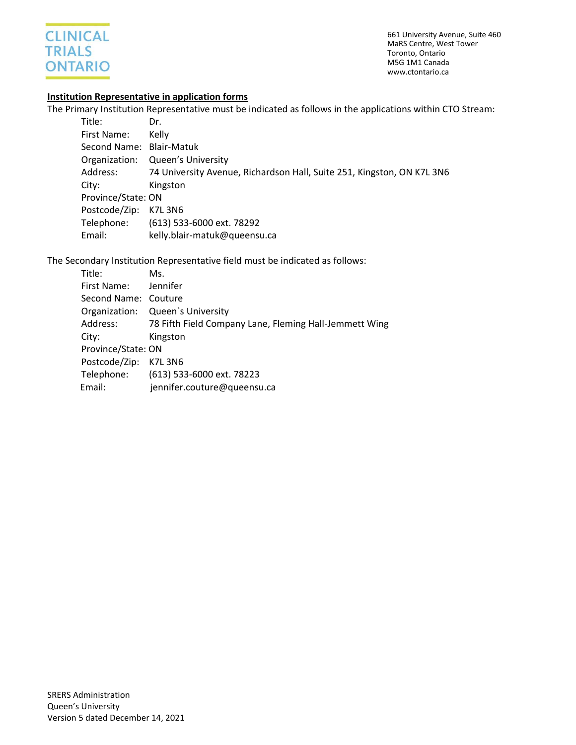**Institution Representative in application forms**

The Primary Institution Representative must be indicated as follows in the applications within CTO Stream:

| | |
|---|---|
| Title: | Dr. |
| First Name: | Kelly |
| Second Name: | Blair-Matuk |
| Organization: | Queen's University |
| Address: | 74 University Avenue, Richardson Hall, Suite 251, Kingston, ON K7L 3N6 |
| City: | Kingston |
| Province/State: | ON |
| Postcode/Zip: | K7L 3N6 |
| Telephone: | (613) 533-6000 ext. 78292 |
| Email: | kelly.blair-matuk@queensu.ca |

The Secondary Institution Representative field must be indicated as follows:

| | |
|---|---|
| Title: | Ms. |
| First Name: | Jennifer |
| Second Name: | Couture |
| Organization: | Queen`s University |
| Address: | 78 Fifth Field Company Lane, Fleming Hall-Jemmett Wing |
| City: | Kingston |
| Province/State: | ON |
| Postcode/Zip: | K7L 3N6 |
| Telephone: | (613) 533-6000 ext. 78223 |
| Email: | jennifer.couture@queensu.ca |